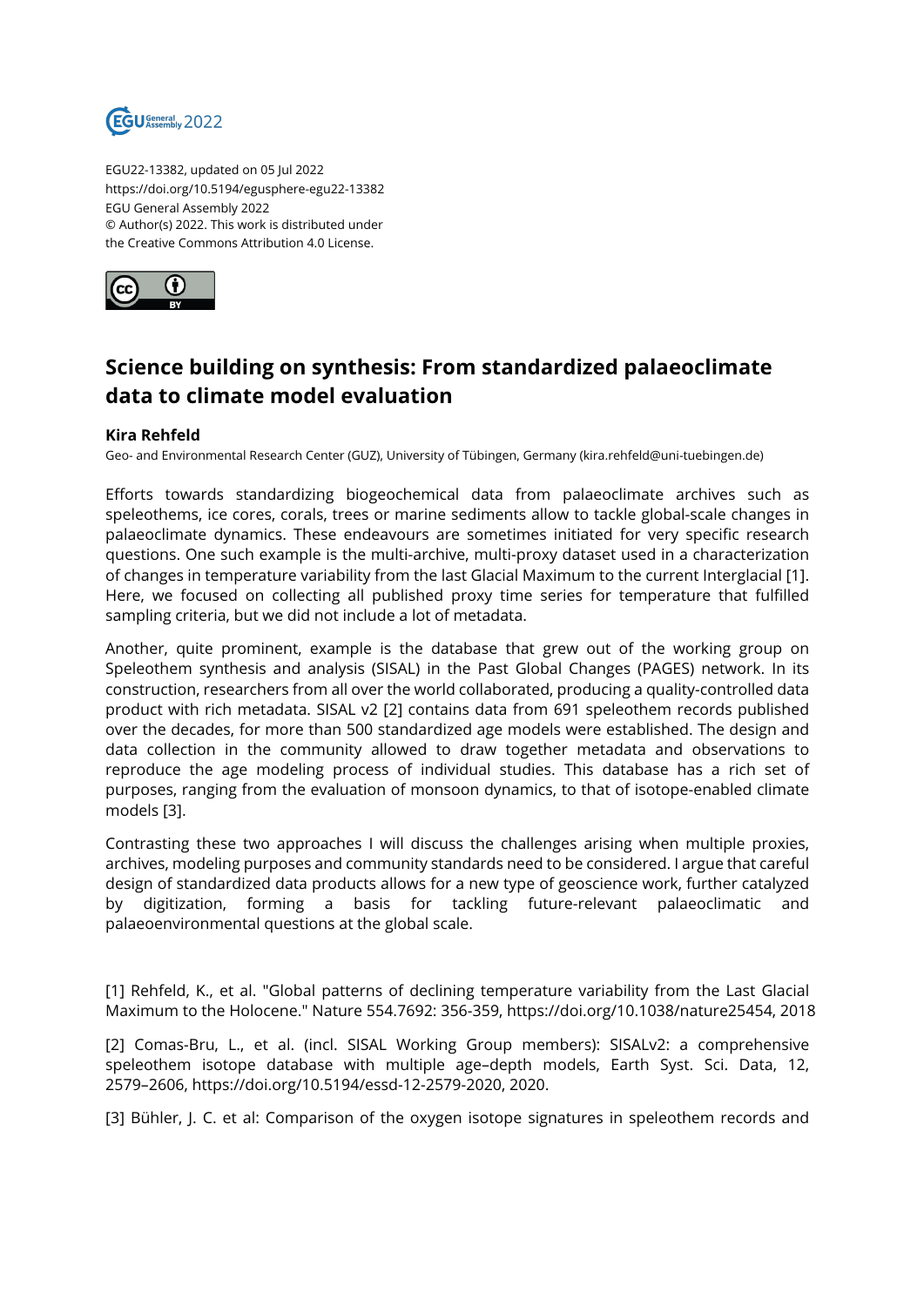EGU22-13382, updated on 05 Jul 2022
https://doi.org/10.5194/egusphere-egu22-13382
EGU General Assembly 2022
© Author(s) 2022. This work is distributed under
the Creative Commons Attribution 4.0 License.

# Science building on synthesis: From standardized palaeoclimate data to climate model evaluation

**Kira Rehfeld**
Geo- and Environmental Research Center (GUZ), University of Tübingen, Germany (kira.rehfeld@uni-tuebingen.de)

Efforts towards standardizing biogeochemical data from palaeoclimate archives such as speleothems, ice cores, corals, trees or marine sediments allow to tackle global-scale changes in palaeoclimate dynamics. These endeavours are sometimes initiated for very specific research questions. One such example is the multi-archive, multi-proxy dataset used in a characterization of changes in temperature variability from the last Glacial Maximum to the current Interglacial [1]. Here, we focused on collecting all published proxy time series for temperature that fulfilled sampling criteria, but we did not include a lot of metadata.

Another, quite prominent, example is the database that grew out of the working group on Speleothem synthesis and analysis (SISAL) in the Past Global Changes (PAGES) network. In its construction, researchers from all over the world collaborated, producing a quality-controlled data product with rich metadata. SISAL v2 [2] contains data from 691 speleothem records published over the decades, for more than 500 standardized age models were established. The design and data collection in the community allowed to draw together metadata and observations to reproduce the age modeling process of individual studies. This database has a rich set of purposes, ranging from the evaluation of monsoon dynamics, to that of isotope-enabled climate models [3].

Contrasting these two approaches I will discuss the challenges arising when multiple proxies, archives, modeling purposes and community standards need to be considered. I argue that careful design of standardized data products allows for a new type of geoscience work, further catalyzed by digitization, forming a basis for tackling future-relevant palaeoclimatic and palaeoenvironmental questions at the global scale.

[1] Rehfeld, K., et al. "Global patterns of declining temperature variability from the Last Glacial Maximum to the Holocene." Nature 554.7692: 356-359, https://doi.org/10.1038/nature25454, 2018

[2] Comas-Bru, L., et al. (incl. SISAL Working Group members): SISALv2: a comprehensive speleothem isotope database with multiple age–depth models, Earth Syst. Sci. Data, 12, 2579–2606, https://doi.org/10.5194/essd-12-2579-2020, 2020.

[3] Bühler, J. C. et al: Comparison of the oxygen isotope signatures in speleothem records and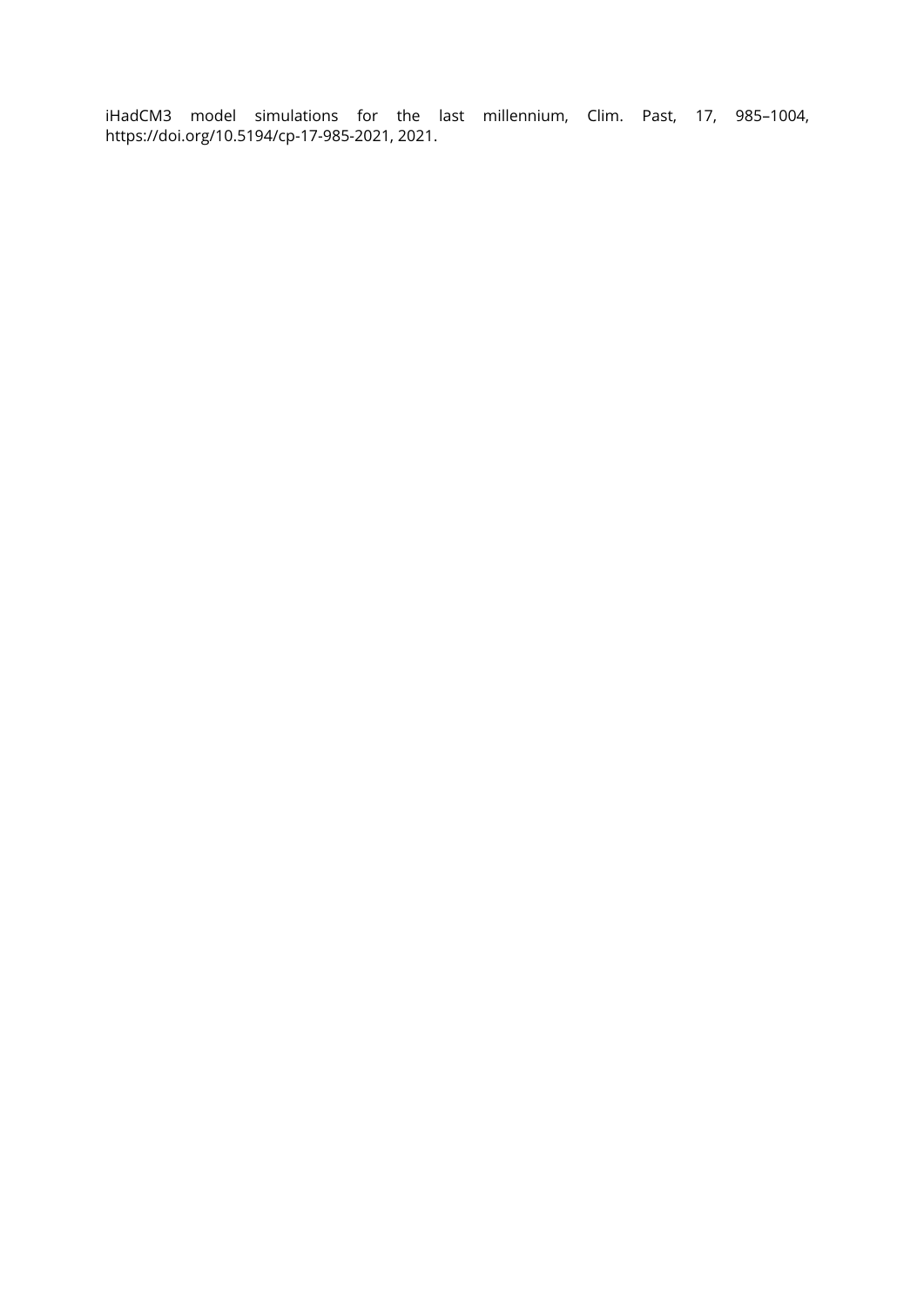iHadCM3 model simulations for the last millennium, Clim. Past, 17, 985–1004, https://doi.org/10.5194/cp-17-985-2021, 2021.